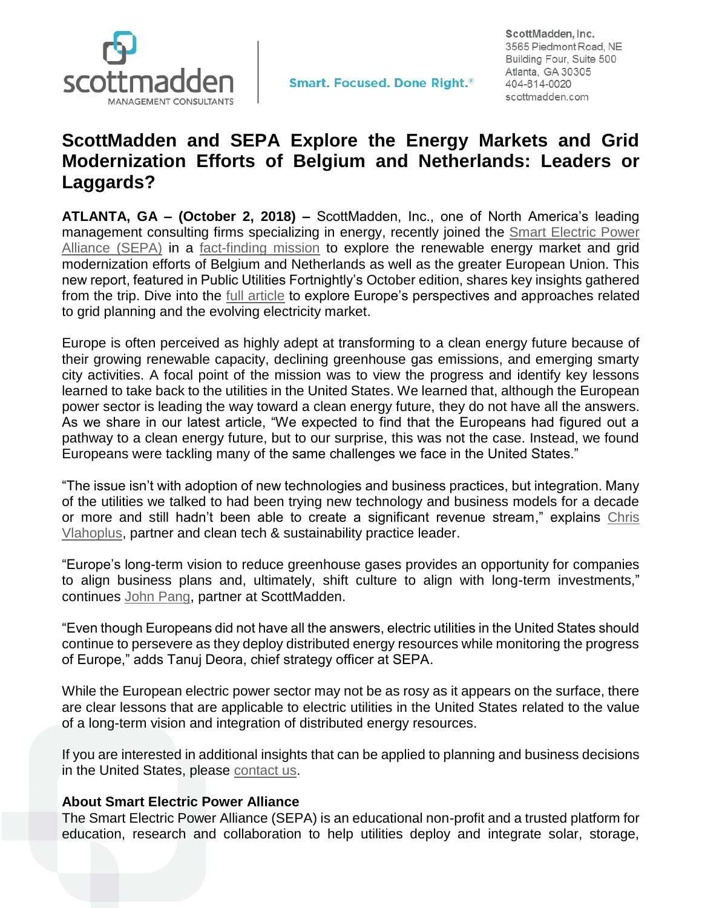ScottMadden, Inc.
3565 Piedmont Road, NE
Building Four, Suite 500
Atlanta, GA 30305
404-814-0020
scottmadden.com

scottmadden MANAGEMENT CONSULTANTS

Smart. Focused. Done Right.®

# ScottMadden and SEPA Explore the Energy Markets and Grid Modernization Efforts of Belgium and Netherlands: Leaders or Laggards?

**ATLANTA, GA – (October 2, 2018) –** ScottMadden, Inc., one of North America's leading management consulting firms specializing in energy, recently joined the Smart Electric Power Alliance (SEPA) in a fact-finding mission to explore the renewable energy market and grid modernization efforts of Belgium and Netherlands as well as the greater European Union. This new report, featured in Public Utilities Fortnightly's October edition, shares key insights gathered from the trip. Dive into the full article to explore Europe's perspectives and approaches related to grid planning and the evolving electricity market.

Europe is often perceived as highly adept at transforming to a clean energy future because of their growing renewable capacity, declining greenhouse gas emissions, and emerging smarty city activities. A focal point of the mission was to view the progress and identify key lessons learned to take back to the utilities in the United States. We learned that, although the European power sector is leading the way toward a clean energy future, they do not have all the answers. As we share in our latest article, "We expected to find that the Europeans had figured out a pathway to a clean energy future, but to our surprise, this was not the case. Instead, we found Europeans were tackling many of the same challenges we face in the United States."

"The issue isn't with adoption of new technologies and business practices, but integration. Many of the utilities we talked to had been trying new technology and business models for a decade or more and still hadn't been able to create a significant revenue stream," explains Chris Vlahoplus, partner and clean tech & sustainability practice leader.

"Europe's long-term vision to reduce greenhouse gases provides an opportunity for companies to align business plans and, ultimately, shift culture to align with long-term investments," continues John Pang, partner at ScottMadden.

"Even though Europeans did not have all the answers, electric utilities in the United States should continue to persevere as they deploy distributed energy resources while monitoring the progress of Europe," adds Tanuj Deora, chief strategy officer at SEPA.

While the European electric power sector may not be as rosy as it appears on the surface, there are clear lessons that are applicable to electric utilities in the United States related to the value of a long-term vision and integration of distributed energy resources.

If you are interested in additional insights that can be applied to planning and business decisions in the United States, please contact us.

### About Smart Electric Power Alliance

The Smart Electric Power Alliance (SEPA) is an educational non-profit and a trusted platform for education, research and collaboration to help utilities deploy and integrate solar, storage,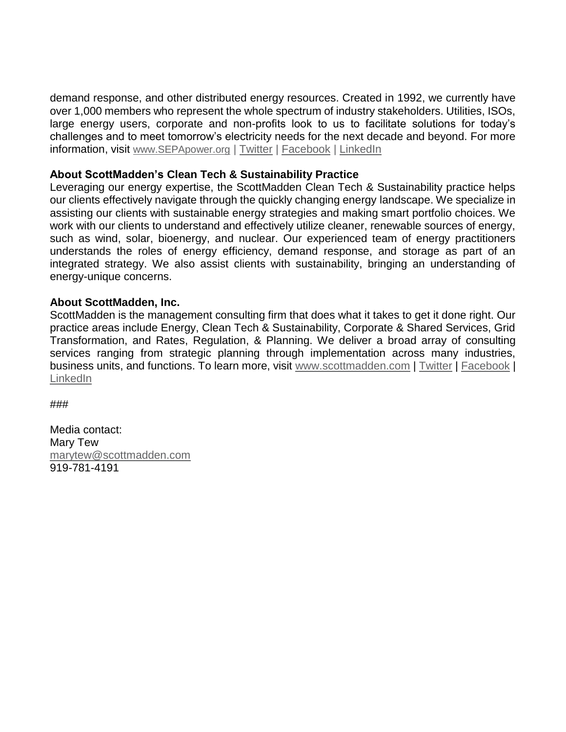demand response, and other distributed energy resources. Created in 1992, we currently have over 1,000 members who represent the whole spectrum of industry stakeholders. Utilities, ISOs, large energy users, corporate and non-profits look to us to facilitate solutions for today's challenges and to meet tomorrow's electricity needs for the next decade and beyond. For more information, visit www.SEPApower.org | Twitter | Facebook | LinkedIn

**About ScottMadden's Clean Tech & Sustainability Practice**

Leveraging our energy expertise, the ScottMadden Clean Tech & Sustainability practice helps our clients effectively navigate through the quickly changing energy landscape. We specialize in assisting our clients with sustainable energy strategies and making smart portfolio choices. We work with our clients to understand and effectively utilize cleaner, renewable sources of energy, such as wind, solar, bioenergy, and nuclear. Our experienced team of energy practitioners understands the roles of energy efficiency, demand response, and storage as part of an integrated strategy. We also assist clients with sustainability, bringing an understanding of energy-unique concerns.

**About ScottMadden, Inc.**

ScottMadden is the management consulting firm that does what it takes to get it done right. Our practice areas include Energy, Clean Tech & Sustainability, Corporate & Shared Services, Grid Transformation, and Rates, Regulation, & Planning. We deliver a broad array of consulting services ranging from strategic planning through implementation across many industries, business units, and functions. To learn more, visit www.scottmadden.com | Twitter | Facebook | LinkedIn

###

Media contact:
Mary Tew
marytew@scottmadden.com
919-781-4191